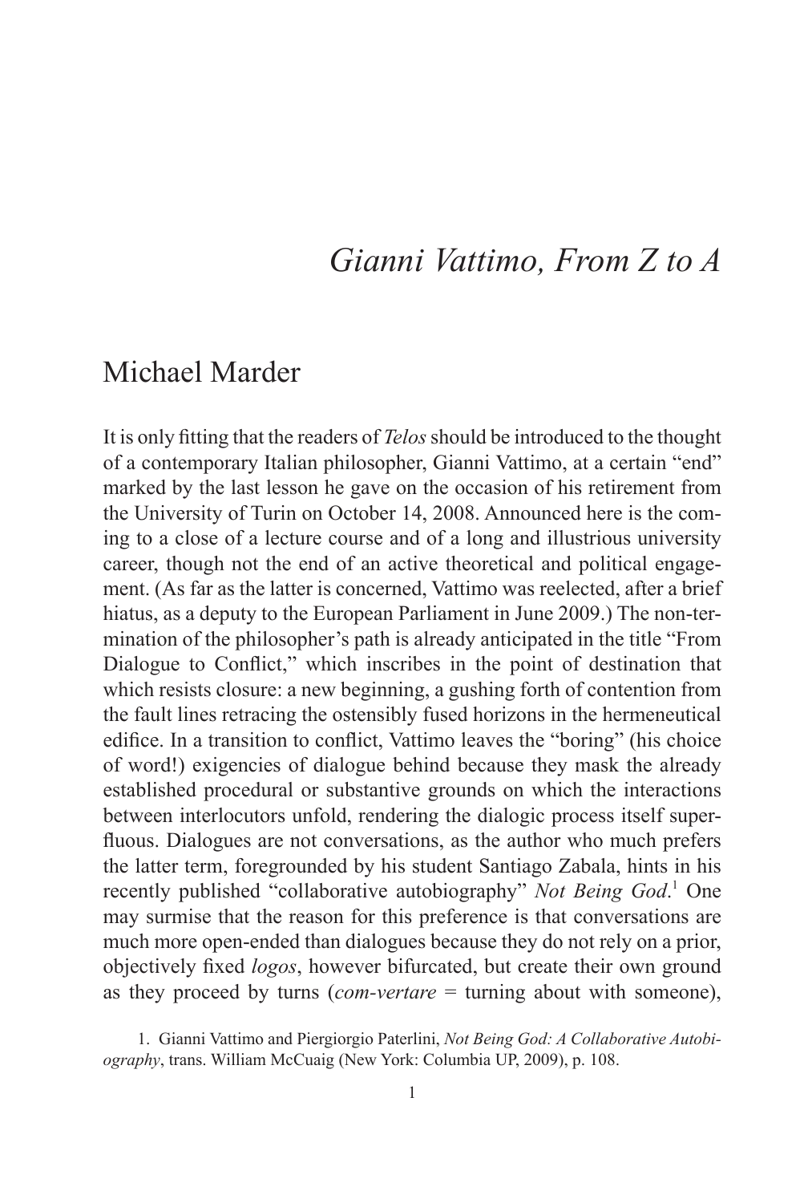# *Gianni Vattimo, From Z to A*

## Michael Marder

It is only fitting that the readers of *Telos* should be introduced to the thought of a contemporary Italian philosopher, Gianni Vattimo, at a certain "end" marked by the last lesson he gave on the occasion of his retirement from the University of Turin on October 14, 2008. Announced here is the coming to a close of a lecture course and of a long and illustrious university career, though not the end of an active theoretical and political engagement. (As far as the latter is concerned, Vattimo was reelected, after a brief hiatus, as a deputy to the European Parliament in June 2009.) The non-termination of the philosopher's path is already anticipated in the title "From Dialogue to Conflict," which inscribes in the point of destination that which resists closure: a new beginning, a gushing forth of contention from the fault lines retracing the ostensibly fused horizons in the hermeneutical edifice. In a transition to conflict, Vattimo leaves the "boring" (his choice of word!) exigencies of dialogue behind because they mask the already established procedural or substantive grounds on which the interactions between interlocutors unfold, rendering the dialogic process itself superfluous. Dialogues are not conversations, as the author who much prefers the latter term, foregrounded by his student Santiago Zabala, hints in his recently published "collaborative autobiography" *Not Being God*.[1] One may surmise that the reason for this preference is that conversations are much more open-ended than dialogues because they do not rely on a prior, objectively fixed *logos*, however bifurcated, but create their own ground as they proceed by turns (*com-vertare* = turning about with someone),

1. Gianni Vattimo and Piergiorgio Paterlini, *Not Being God: A Collaborative Autobiography*, trans. William McCuaig (New York: Columbia UP, 2009), p. 108.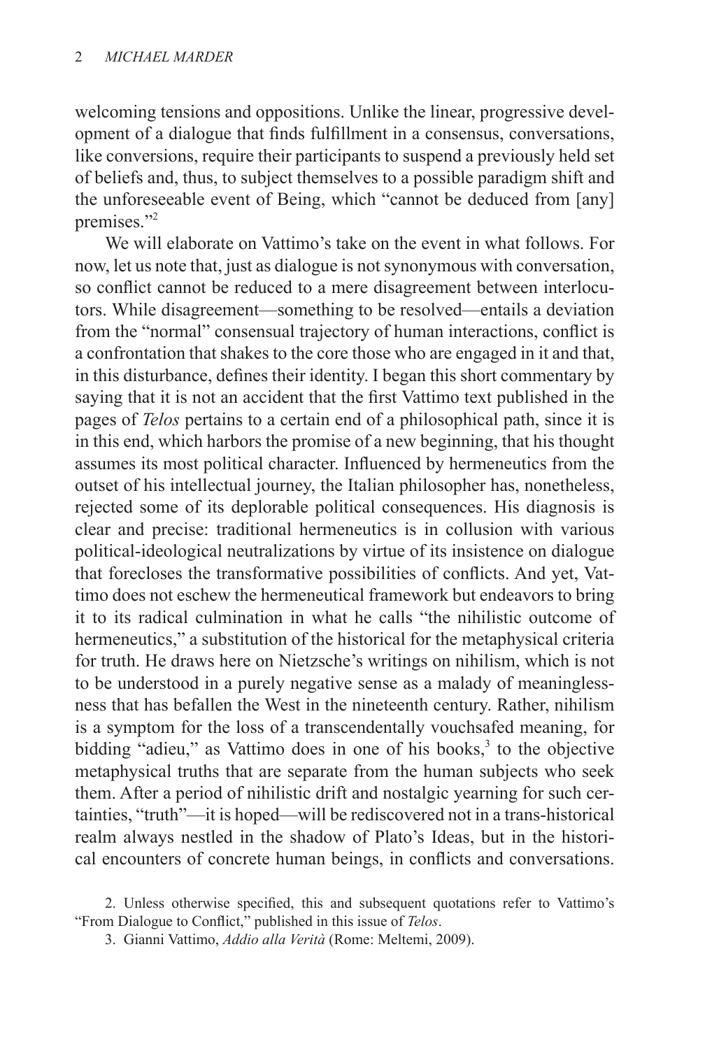welcoming tensions and oppositions. Unlike the linear, progressive development of a dialogue that finds fulfillment in a consensus, conversations, like conversions, require their participants to suspend a previously held set of beliefs and, thus, to subject themselves to a possible paradigm shift and the unforeseeable event of Being, which "cannot be deduced from [any] premises."[2]

We will elaborate on Vattimo's take on the event in what follows. For now, let us note that, just as dialogue is not synonymous with conversation, so conflict cannot be reduced to a mere disagreement between interlocutors. While disagreement—something to be resolved—entails a deviation from the "normal" consensual trajectory of human interactions, conflict is a confrontation that shakes to the core those who are engaged in it and that, in this disturbance, defines their identity. I began this short commentary by saying that it is not an accident that the first Vattimo text published in the pages of *Telos* pertains to a certain end of a philosophical path, since it is in this end, which harbors the promise of a new beginning, that his thought assumes its most political character. Influenced by hermeneutics from the outset of his intellectual journey, the Italian philosopher has, nonetheless, rejected some of its deplorable political consequences. His diagnosis is clear and precise: traditional hermeneutics is in collusion with various political-ideological neutralizations by virtue of its insistence on dialogue that forecloses the transformative possibilities of conflicts. And yet, Vattimo does not eschew the hermeneutical framework but endeavors to bring it to its radical culmination in what he calls "the nihilistic outcome of hermeneutics," a substitution of the historical for the metaphysical criteria for truth. He draws here on Nietzsche's writings on nihilism, which is not to be understood in a purely negative sense as a malady of meaninglessness that has befallen the West in the nineteenth century. Rather, nihilism is a symptom for the loss of a transcendentally vouchsafed meaning, for bidding "adieu," as Vattimo does in one of his books,[3] to the objective metaphysical truths that are separate from the human subjects who seek them. After a period of nihilistic drift and nostalgic yearning for such certainties, "truth"—it is hoped—will be rediscovered not in a trans-historical realm always nestled in the shadow of Plato's Ideas, but in the historical encounters of concrete human beings, in conflicts and conversations.

2. Unless otherwise specified, this and subsequent quotations refer to Vattimo's "From Dialogue to Conflict," published in this issue of *Telos*.

3. Gianni Vattimo, *Addio alla Verità* (Rome: Meltemi, 2009).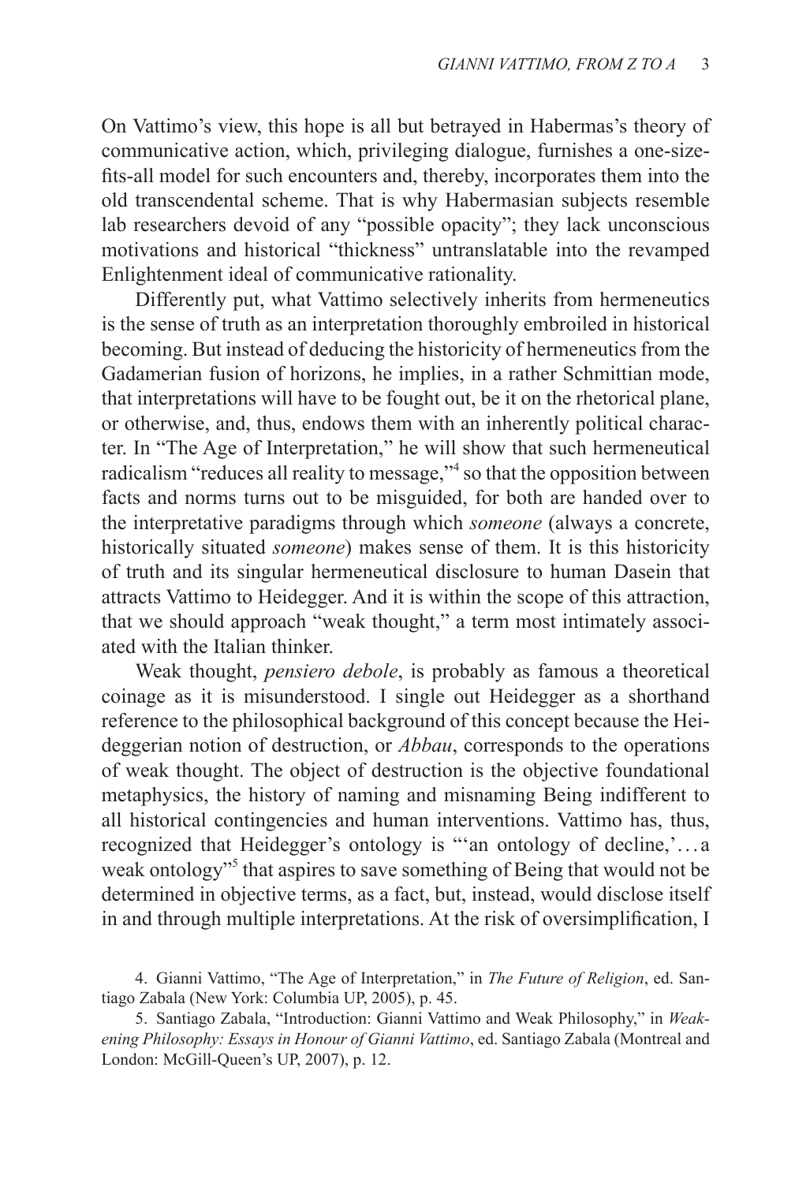On Vattimo's view, this hope is all but betrayed in Habermas's theory of communicative action, which, privileging dialogue, furnishes a one-size-fits-all model for such encounters and, thereby, incorporates them into the old transcendental scheme. That is why Habermasian subjects resemble lab researchers devoid of any "possible opacity"; they lack unconscious motivations and historical "thickness" untranslatable into the revamped Enlightenment ideal of communicative rationality.

Differently put, what Vattimo selectively inherits from hermeneutics is the sense of truth as an interpretation thoroughly embroiled in historical becoming. But instead of deducing the historicity of hermeneutics from the Gadamerian fusion of horizons, he implies, in a rather Schmittian mode, that interpretations will have to be fought out, be it on the rhetorical plane, or otherwise, and, thus, endows them with an inherently political character. In "The Age of Interpretation," he will show that such hermeneutical radicalism "reduces all reality to message,"[4] so that the opposition between facts and norms turns out to be misguided, for both are handed over to the interpretative paradigms through which *someone* (always a concrete, historically situated *someone*) makes sense of them. It is this historicity of truth and its singular hermeneutical disclosure to human Dasein that attracts Vattimo to Heidegger. And it is within the scope of this attraction, that we should approach "weak thought," a term most intimately associated with the Italian thinker.

Weak thought, *pensiero debole*, is probably as famous a theoretical coinage as it is misunderstood. I single out Heidegger as a shorthand reference to the philosophical background of this concept because the Heideggerian notion of destruction, or *Abbau*, corresponds to the operations of weak thought. The object of destruction is the objective foundational metaphysics, the history of naming and misnaming Being indifferent to all historical contingencies and human interventions. Vattimo has, thus, recognized that Heidegger's ontology is "'an ontology of decline,'…a weak ontology"[5] that aspires to save something of Being that would not be determined in objective terms, as a fact, but, instead, would disclose itself in and through multiple interpretations. At the risk of oversimplification, I

4. Gianni Vattimo, "The Age of Interpretation," in *The Future of Religion*, ed. Santiago Zabala (New York: Columbia UP, 2005), p. 45.

5. Santiago Zabala, "Introduction: Gianni Vattimo and Weak Philosophy," in *Weakening Philosophy: Essays in Honour of Gianni Vattimo*, ed. Santiago Zabala (Montreal and London: McGill-Queen's UP, 2007), p. 12.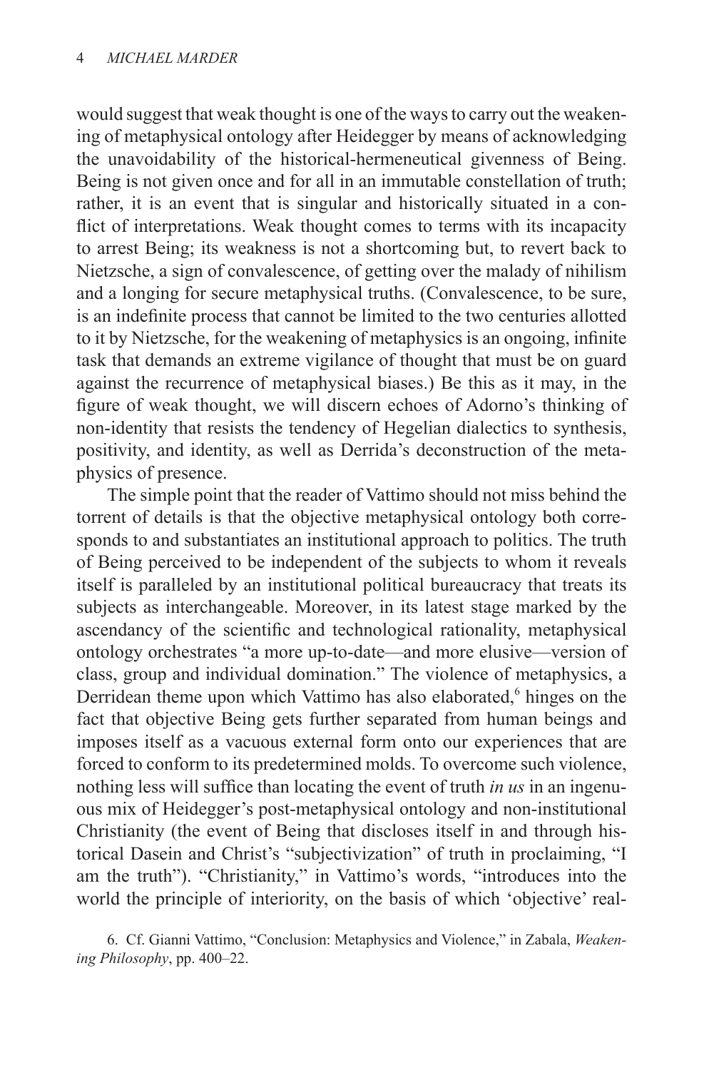would suggest that weak thought is one of the ways to carry out the weakening of metaphysical ontology after Heidegger by means of acknowledging the unavoidability of the historical-hermeneutical givenness of Being. Being is not given once and for all in an immutable constellation of truth; rather, it is an event that is singular and historically situated in a conflict of interpretations. Weak thought comes to terms with its incapacity to arrest Being; its weakness is not a shortcoming but, to revert back to Nietzsche, a sign of convalescence, of getting over the malady of nihilism and a longing for secure metaphysical truths. (Convalescence, to be sure, is an indefinite process that cannot be limited to the two centuries allotted to it by Nietzsche, for the weakening of metaphysics is an ongoing, infinite task that demands an extreme vigilance of thought that must be on guard against the recurrence of metaphysical biases.) Be this as it may, in the figure of weak thought, we will discern echoes of Adorno's thinking of non-identity that resists the tendency of Hegelian dialectics to synthesis, positivity, and identity, as well as Derrida's deconstruction of the metaphysics of presence.

The simple point that the reader of Vattimo should not miss behind the torrent of details is that the objective metaphysical ontology both corresponds to and substantiates an institutional approach to politics. The truth of Being perceived to be independent of the subjects to whom it reveals itself is paralleled by an institutional political bureaucracy that treats its subjects as interchangeable. Moreover, in its latest stage marked by the ascendancy of the scientific and technological rationality, metaphysical ontology orchestrates "a more up-to-date—and more elusive—version of class, group and individual domination." The violence of metaphysics, a Derridean theme upon which Vattimo has also elaborated,[6] hinges on the fact that objective Being gets further separated from human beings and imposes itself as a vacuous external form onto our experiences that are forced to conform to its predetermined molds. To overcome such violence, nothing less will suffice than locating the event of truth *in us* in an ingenuous mix of Heidegger's post-metaphysical ontology and non-institutional Christianity (the event of Being that discloses itself in and through historical Dasein and Christ's "subjectivization" of truth in proclaiming, "I am the truth"). "Christianity," in Vattimo's words, "introduces into the world the principle of interiority, on the basis of which 'objective' real-

6. Cf. Gianni Vattimo, "Conclusion: Metaphysics and Violence," in Zabala, *Weakening Philosophy*, pp. 400–22.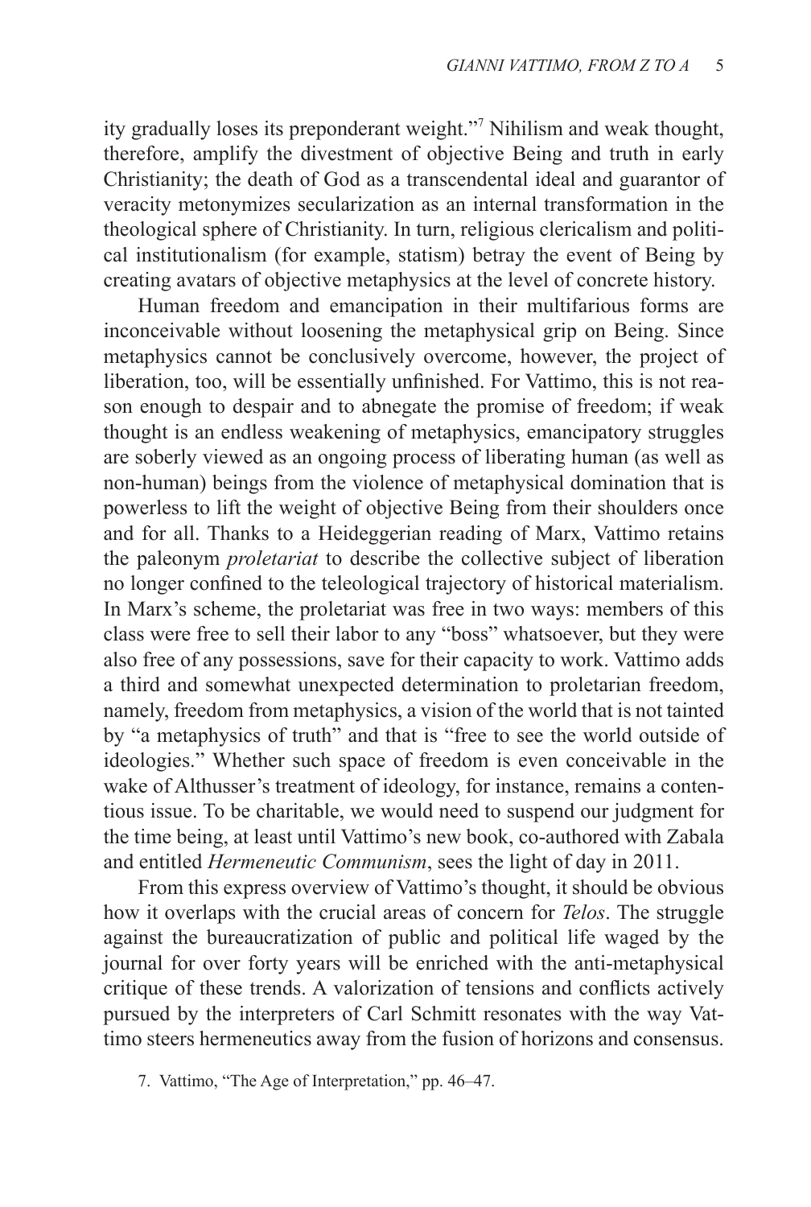ity gradually loses its preponderant weight."[7] Nihilism and weak thought, therefore, amplify the divestment of objective Being and truth in early Christianity; the death of God as a transcendental ideal and guarantor of veracity metonymizes secularization as an internal transformation in the theological sphere of Christianity. In turn, religious clericalism and political institutionalism (for example, statism) betray the event of Being by creating avatars of objective metaphysics at the level of concrete history.

Human freedom and emancipation in their multifarious forms are inconceivable without loosening the metaphysical grip on Being. Since metaphysics cannot be conclusively overcome, however, the project of liberation, too, will be essentially unfinished. For Vattimo, this is not reason enough to despair and to abnegate the promise of freedom; if weak thought is an endless weakening of metaphysics, emancipatory struggles are soberly viewed as an ongoing process of liberating human (as well as non-human) beings from the violence of metaphysical domination that is powerless to lift the weight of objective Being from their shoulders once and for all. Thanks to a Heideggerian reading of Marx, Vattimo retains the paleonym *proletariat* to describe the collective subject of liberation no longer confined to the teleological trajectory of historical materialism. In Marx's scheme, the proletariat was free in two ways: members of this class were free to sell their labor to any "boss" whatsoever, but they were also free of any possessions, save for their capacity to work. Vattimo adds a third and somewhat unexpected determination to proletarian freedom, namely, freedom from metaphysics, a vision of the world that is not tainted by "a metaphysics of truth" and that is "free to see the world outside of ideologies." Whether such space of freedom is even conceivable in the wake of Althusser's treatment of ideology, for instance, remains a contentious issue. To be charitable, we would need to suspend our judgment for the time being, at least until Vattimo's new book, co-authored with Zabala and entitled *Hermeneutic Communism*, sees the light of day in 2011.

From this express overview of Vattimo's thought, it should be obvious how it overlaps with the crucial areas of concern for *Telos*. The struggle against the bureaucratization of public and political life waged by the journal for over forty years will be enriched with the anti-metaphysical critique of these trends. A valorization of tensions and conflicts actively pursued by the interpreters of Carl Schmitt resonates with the way Vattimo steers hermeneutics away from the fusion of horizons and consensus.

7. Vattimo, "The Age of Interpretation," pp. 46–47.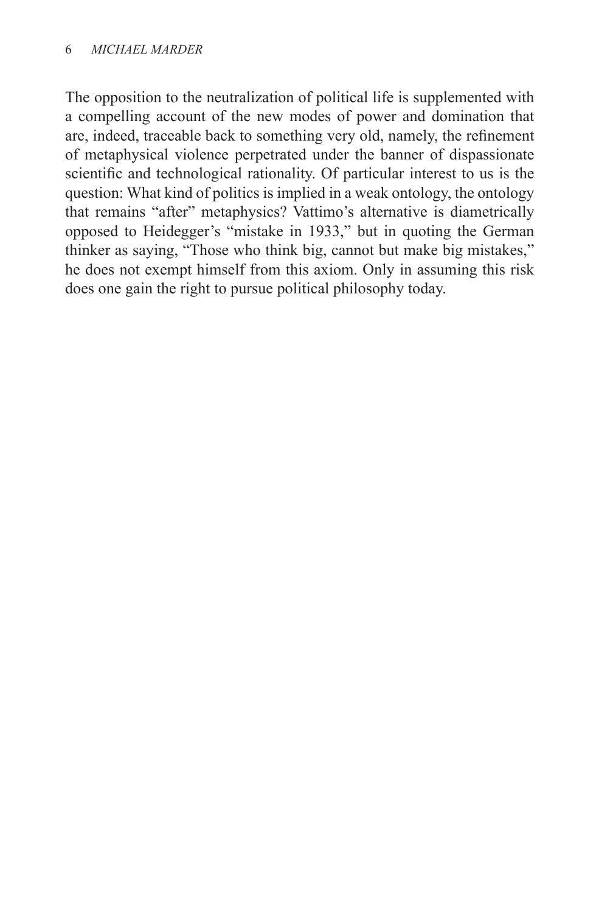The opposition to the neutralization of political life is supplemented with a compelling account of the new modes of power and domination that are, indeed, traceable back to something very old, namely, the refinement of metaphysical violence perpetrated under the banner of dispassionate scientific and technological rationality. Of particular interest to us is the question: What kind of politics is implied in a weak ontology, the ontology that remains "after" metaphysics? Vattimo's alternative is diametrically opposed to Heidegger's "mistake in 1933," but in quoting the German thinker as saying, "Those who think big, cannot but make big mistakes," he does not exempt himself from this axiom. Only in assuming this risk does one gain the right to pursue political philosophy today.